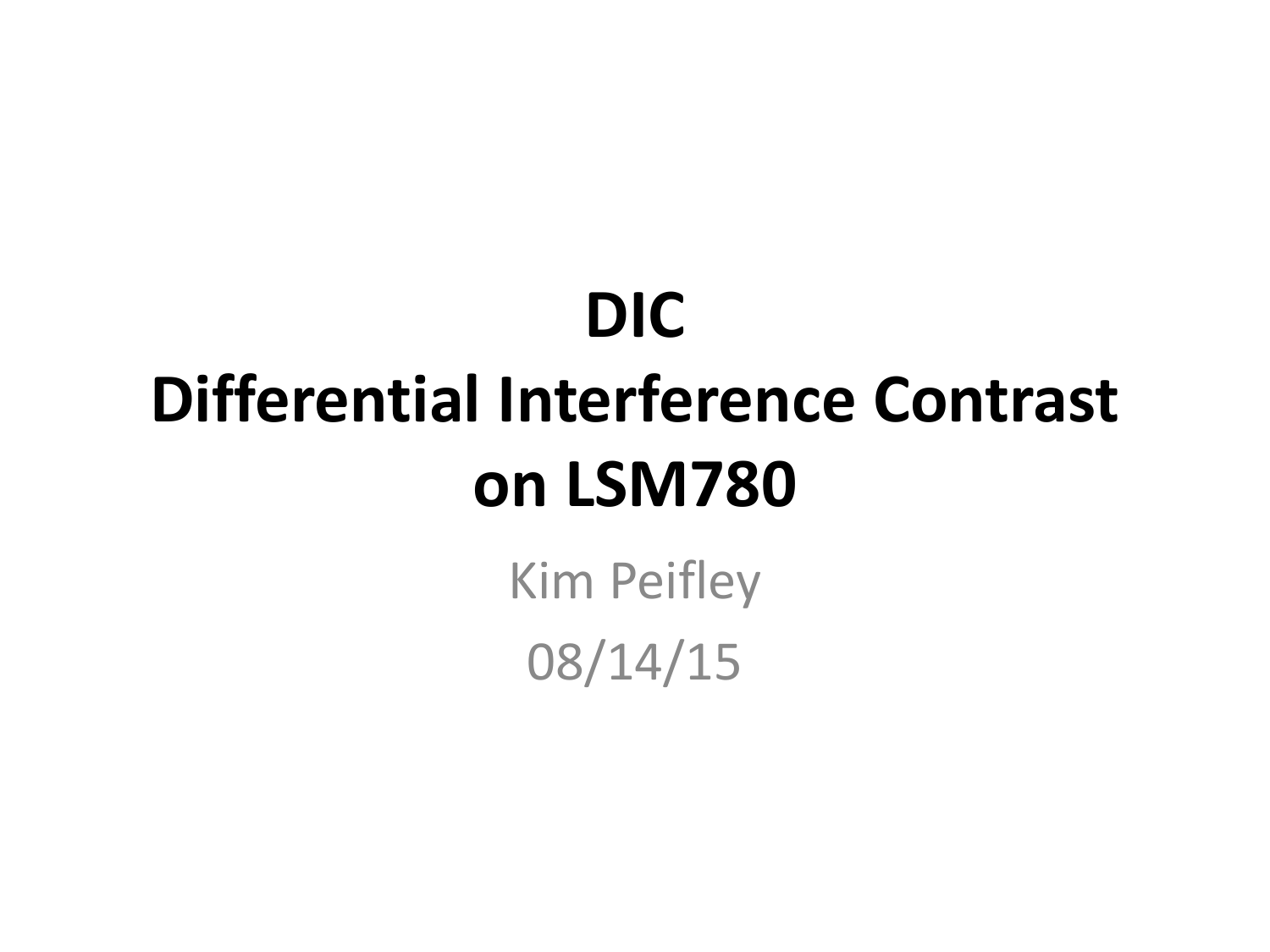# DIC
# Differential Interference Contrast
# on LSM780

Kim Peifley

08/14/15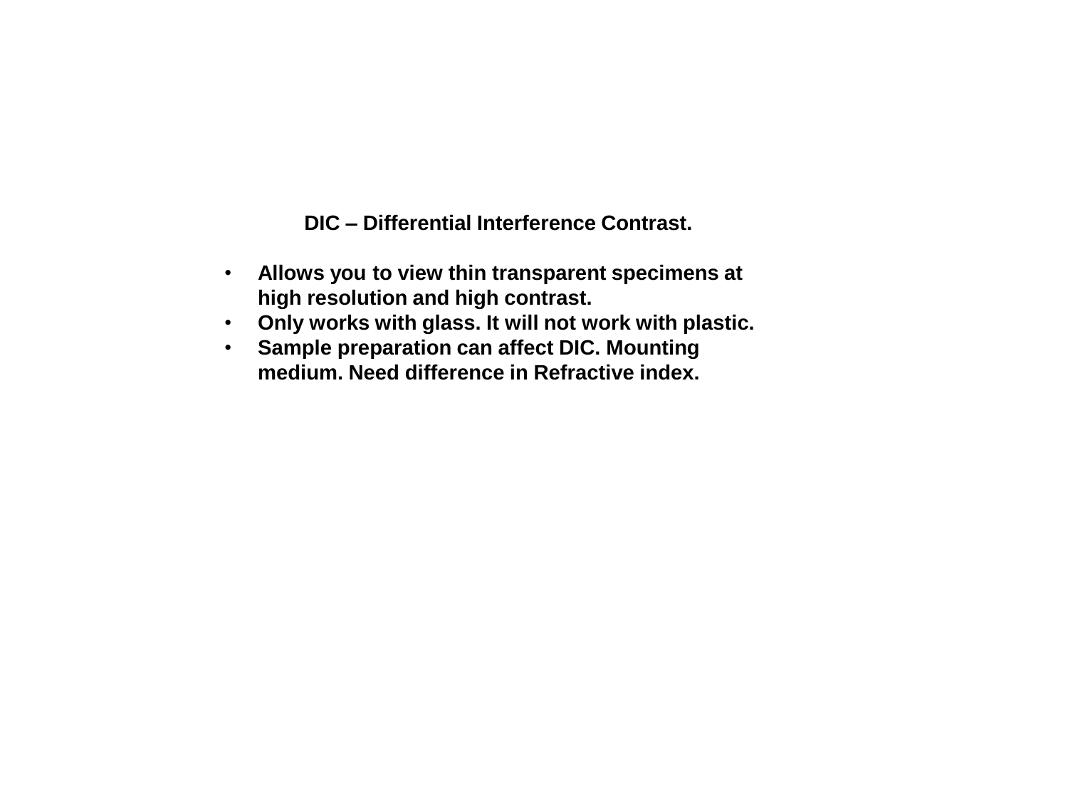**DIC – Differential Interference Contrast.**

- **Allows you to view thin transparent specimens at high resolution and high contrast.**
- **Only works with glass. It will not work with plastic.**
- **Sample preparation can affect DIC. Mounting medium. Need difference in Refractive index.**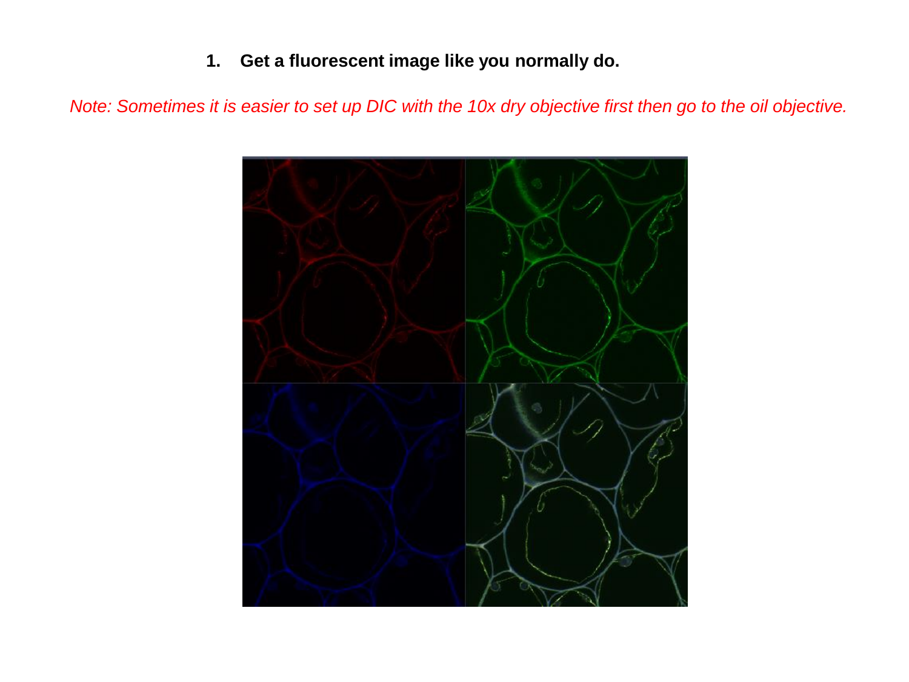1. **Get a fluorescent image like you normally do.**

*Note: Sometimes it is easier to set up DIC with the 10x dry objective first then go to the oil objective.*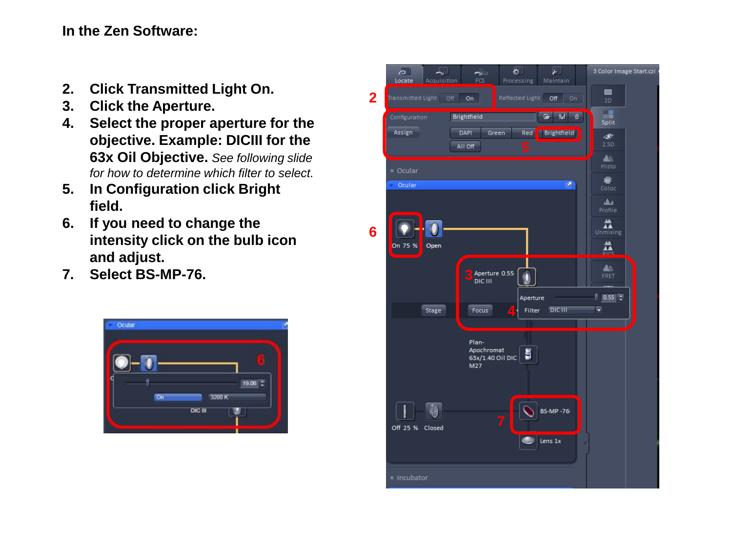**In the Zen Software:**

2. **Click Transmitted Light On.**
3. **Click the Aperture.**
4. **Select the proper aperture for the objective. Example: DICIII for the 63x Oil Objective.** *See following slide for how to determine which filter to select.*
5. **In Configuration click Bright field.**
6. **If you need to change the intensity click on the bulb icon and adjust.**
7. **Select BS-MP-76.**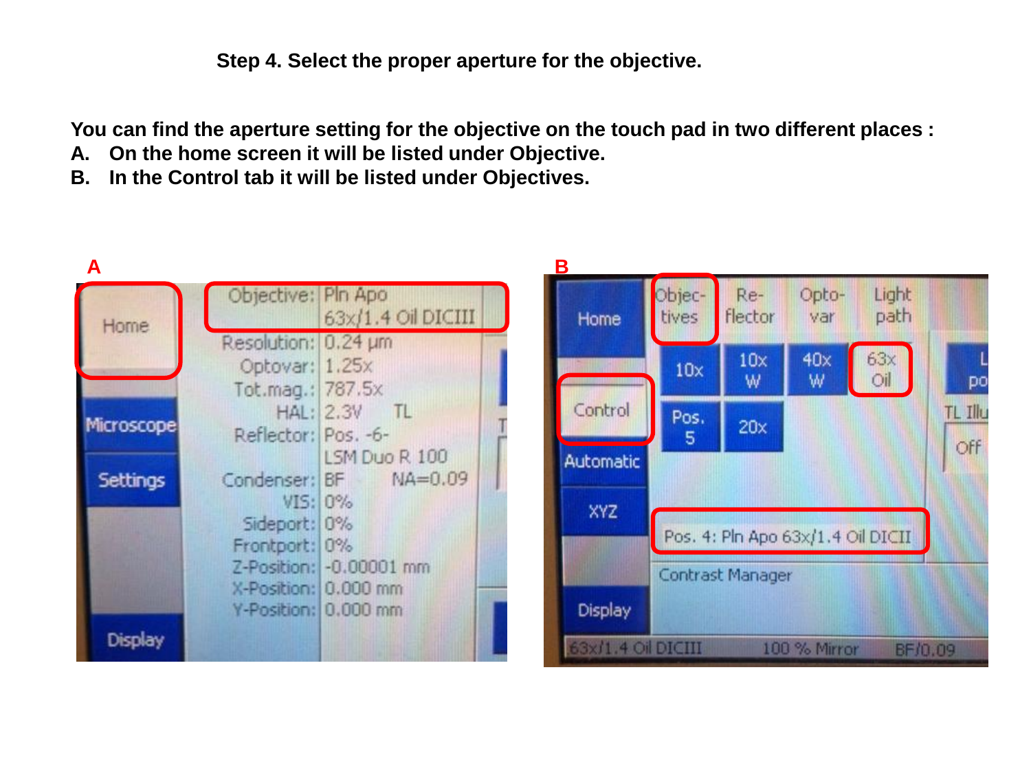**Step 4. Select the proper aperture for the objective.**

**You can find the aperture setting for the objective on the touch pad in two different places :**

**A. On the home screen it will be listed under Objective.**

**B. In the Control tab it will be listed under Objectives.**

**A**

**B**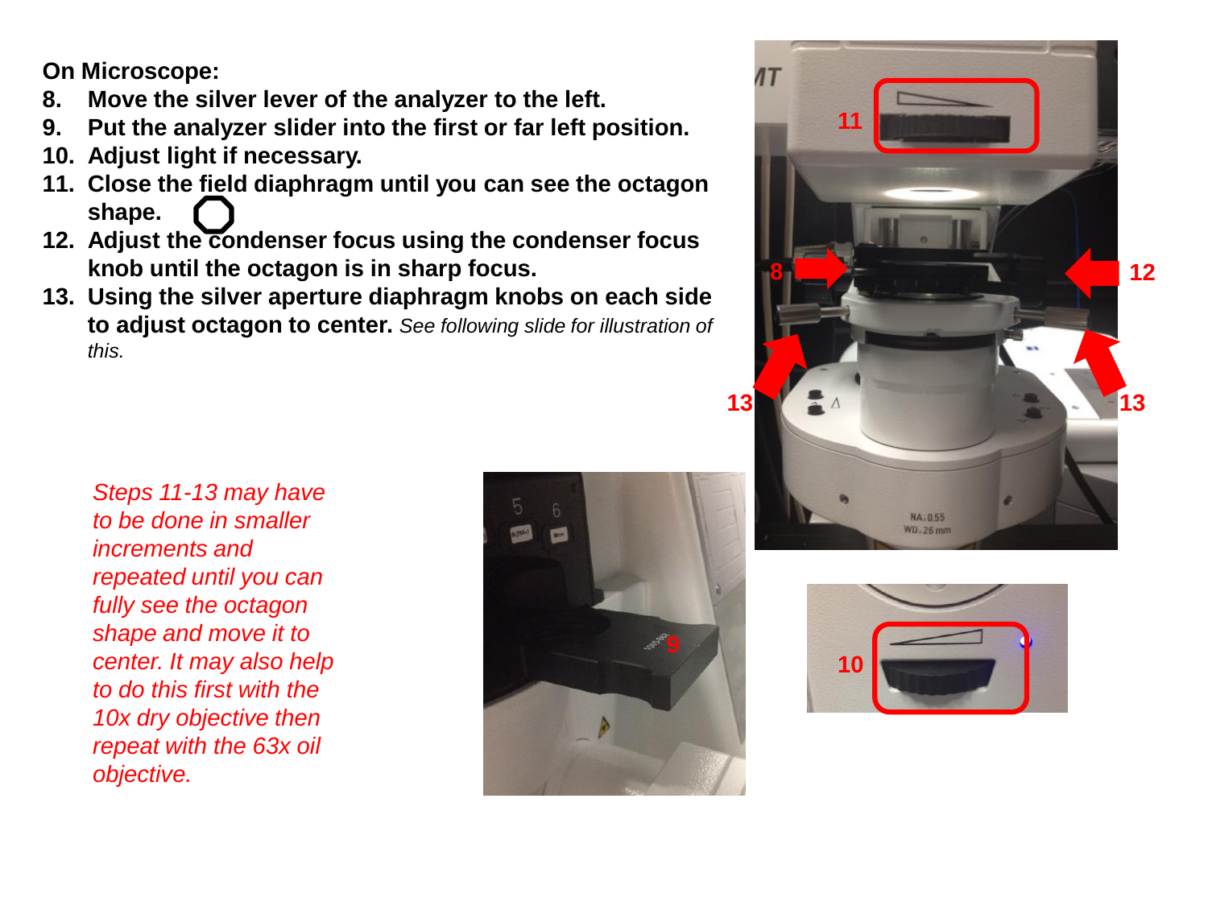**On Microscope:**

8. **Move the silver lever of the analyzer to the left.**
9. **Put the analyzer slider into the first or far left position.**
10. **Adjust light if necessary.**
11. **Close the field diaphragm until you can see the octagon shape.**
12. **Adjust the condenser focus using the condenser focus knob until the octagon is in sharp focus.**
13. **Using the silver aperture diaphragm knobs on each side to adjust octagon to center.** *See following slide for illustration of this.*

*Steps 11-13 may have to be done in smaller increments and repeated until you can fully see the octagon shape and move it to center. It may also help to do this first with the 10x dry objective then repeat with the 63x oil objective.*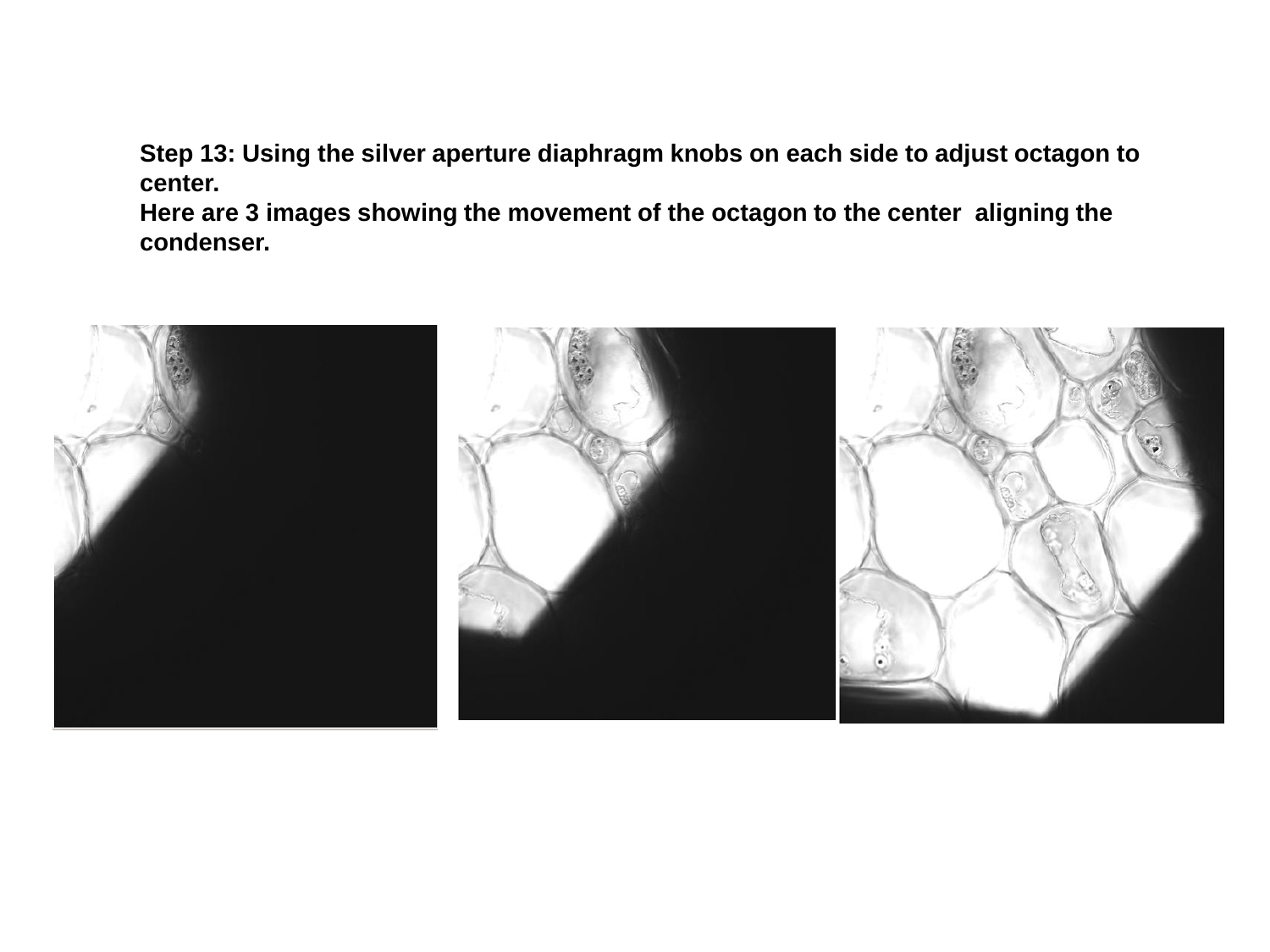**Step 13: Using the silver aperture diaphragm knobs on each side to adjust octagon to center.**
**Here are 3 images showing the movement of the octagon to the center aligning the condenser.**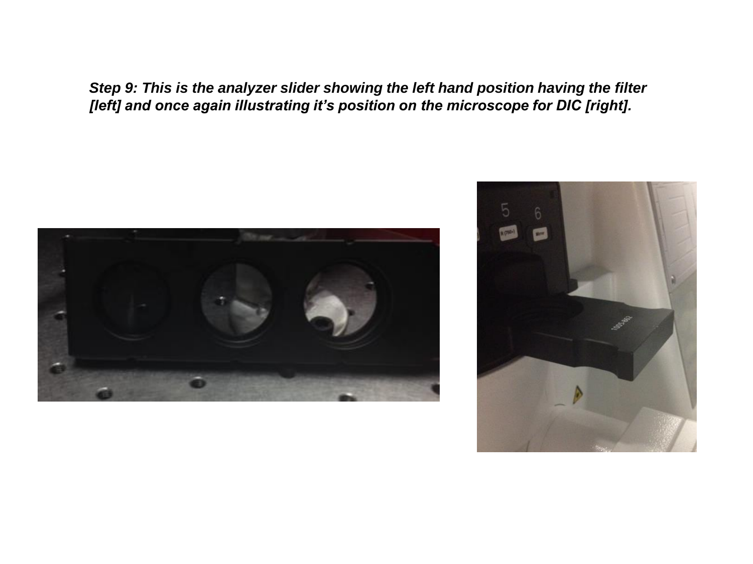***Step 9: This is the analyzer slider showing the left hand position having the filter [left] and once again illustrating it's position on the microscope for DIC [right].***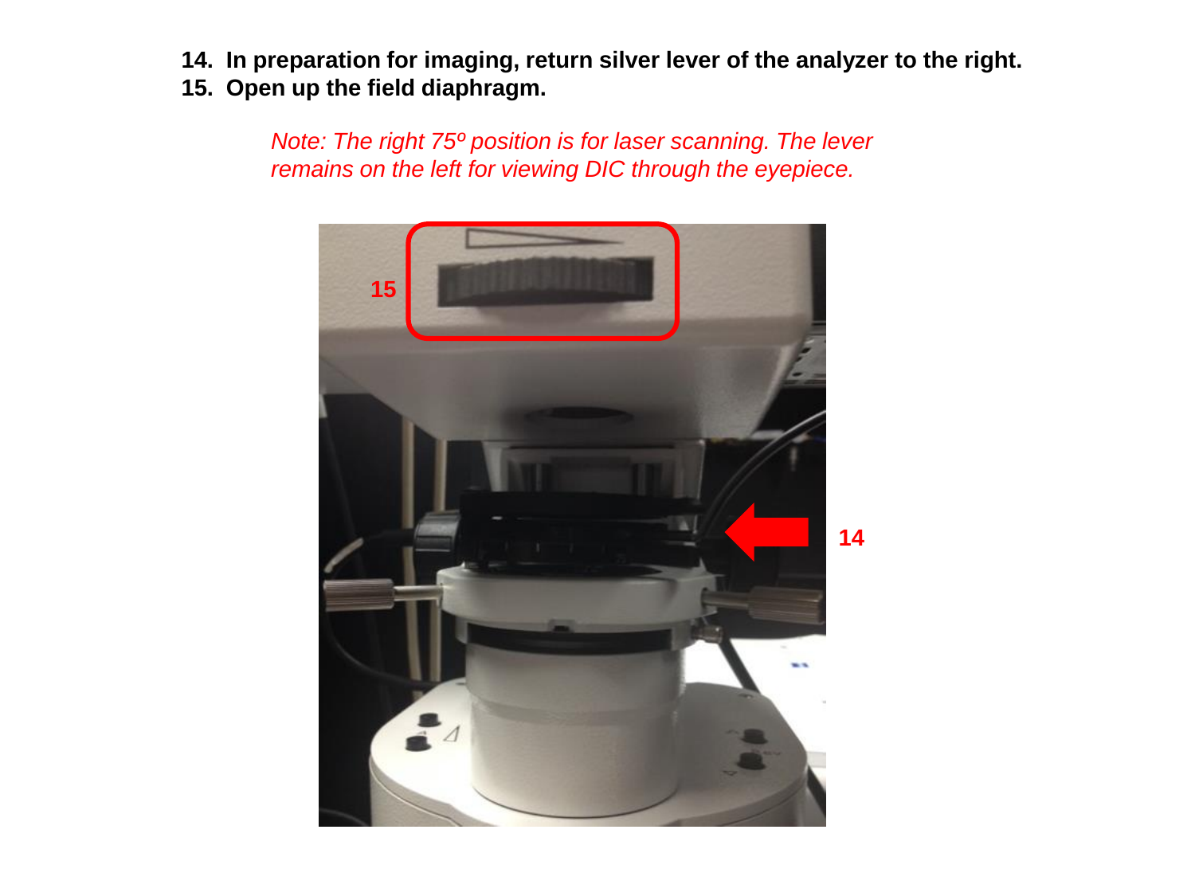14. **In preparation for imaging, return silver lever of the analyzer to the right.**
15. **Open up the field diaphragm.**

*Note: The right 75º position is for laser scanning. The lever remains on the left for viewing DIC through the eyepiece.*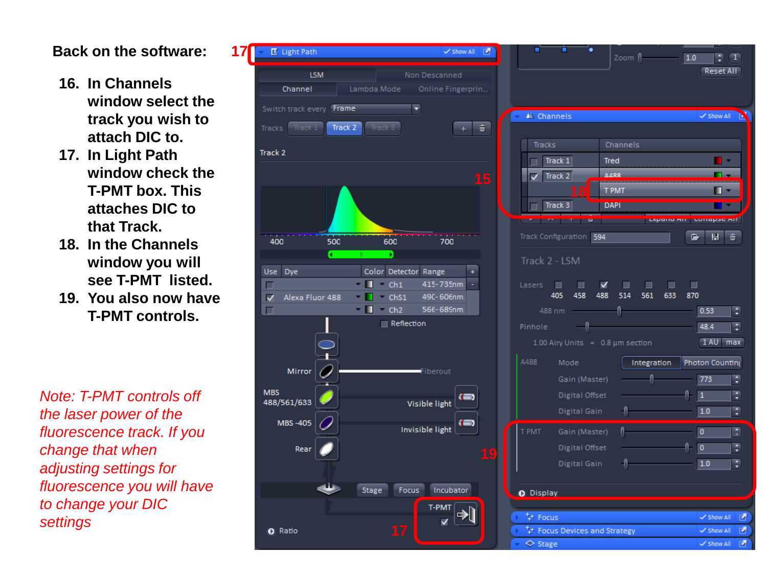**Back on the software:**

16. In Channels window select the track you wish to attach DIC to.
17. In Light Path window check the T-PMT box. This attaches DIC to that Track.
18. In the Channels window you will see T-PMT listed.
19. You also now have T-PMT controls.

*Note: T-PMT controls off the laser power of the fluorescence track. If you change that when adjusting settings for fluorescence you will have to change your DIC settings*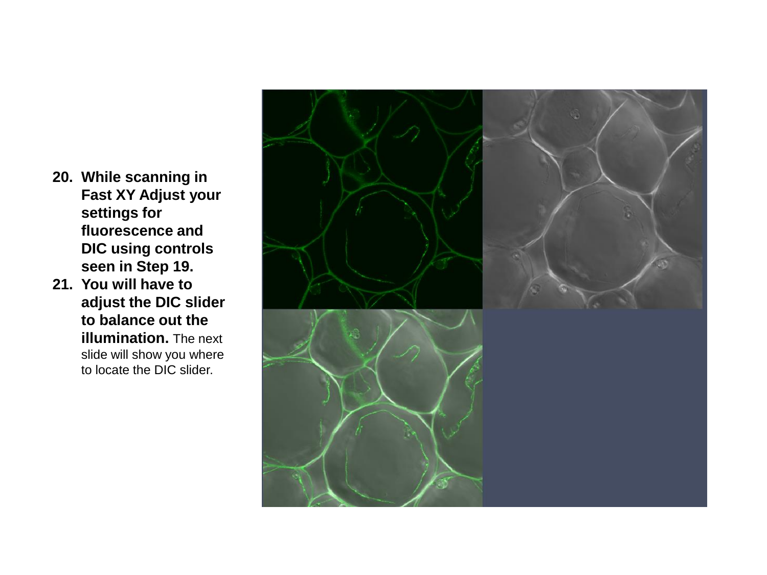20. **While scanning in Fast XY Adjust your settings for fluorescence and DIC using controls seen in Step 19.**
21. **You will have to adjust the DIC slider to balance out the illumination.** The next slide will show you where to locate the DIC slider.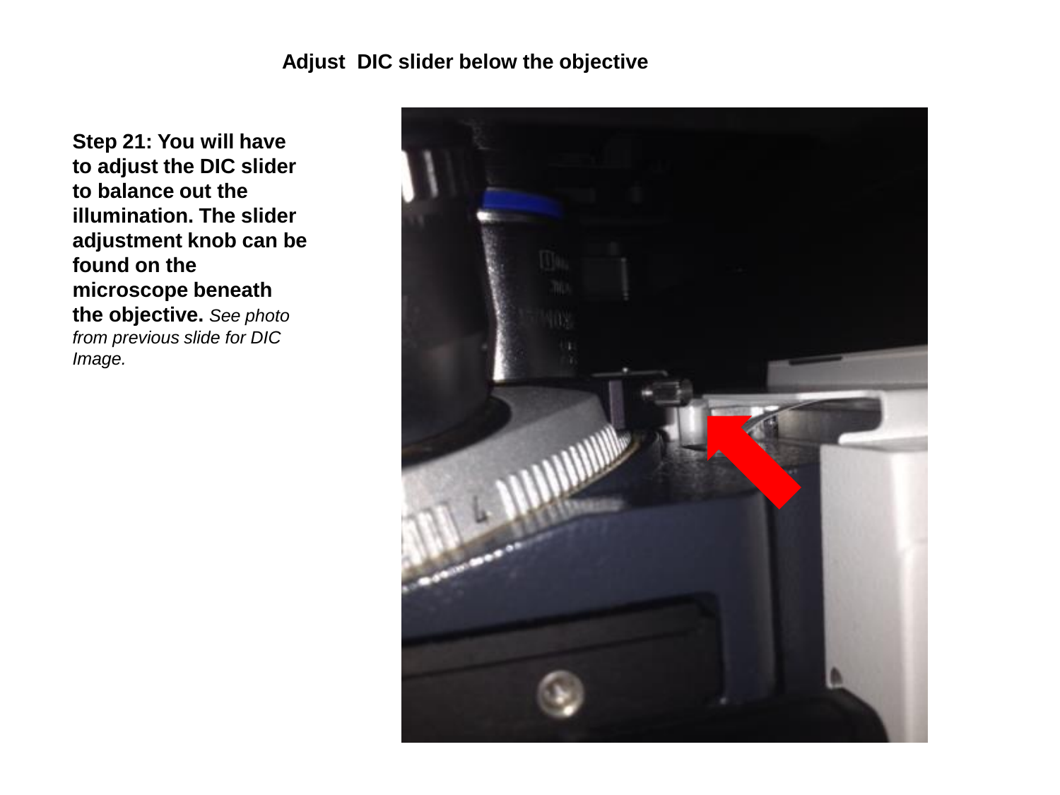## Adjust DIC slider below the objective

**Step 21: You will have to adjust the DIC slider to balance out the illumination. The slider adjustment knob can be found on the microscope beneath the objective.** *See photo from previous slide for DIC Image.*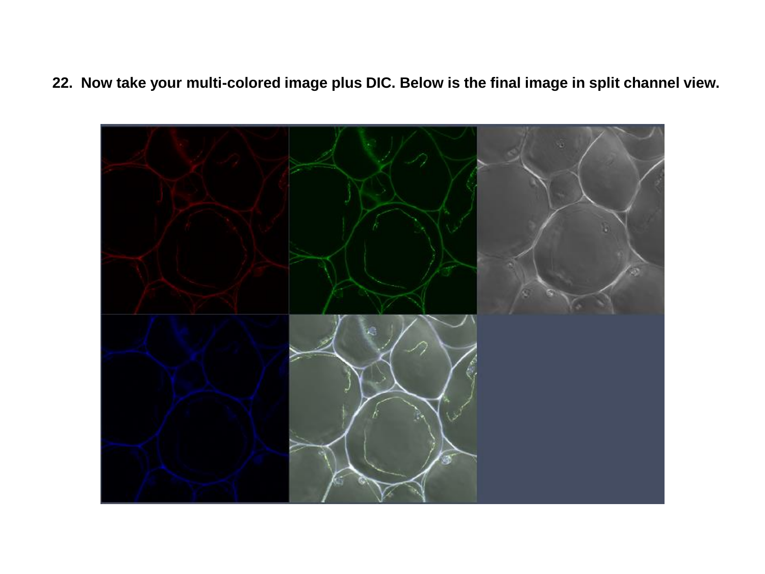**22. Now take your multi-colored image plus DIC. Below is the final image in split channel view.**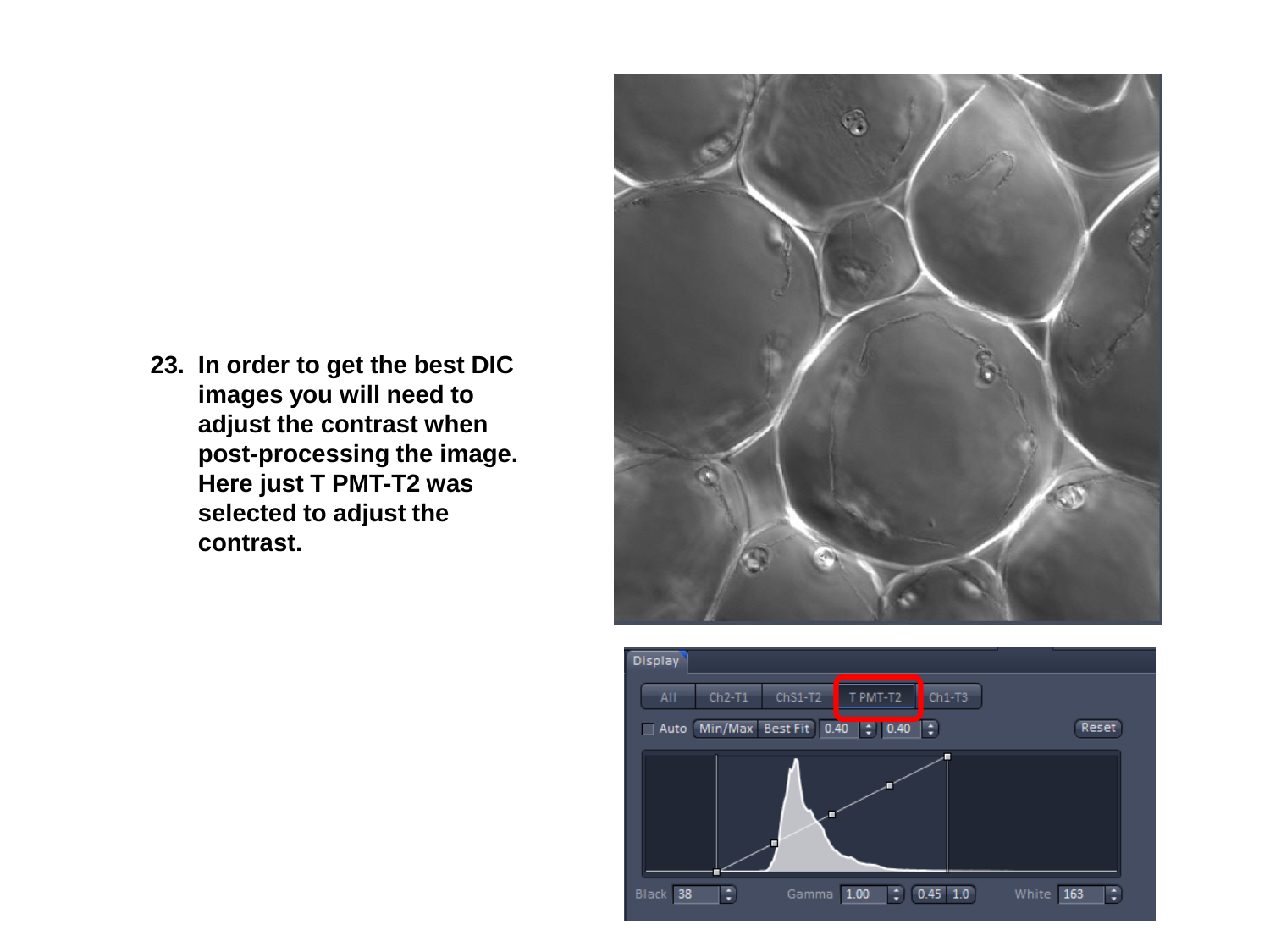23. In order to get the best DIC images you will need to adjust the contrast when post-processing the image. Here just T PMT-T2 was selected to adjust the contrast.